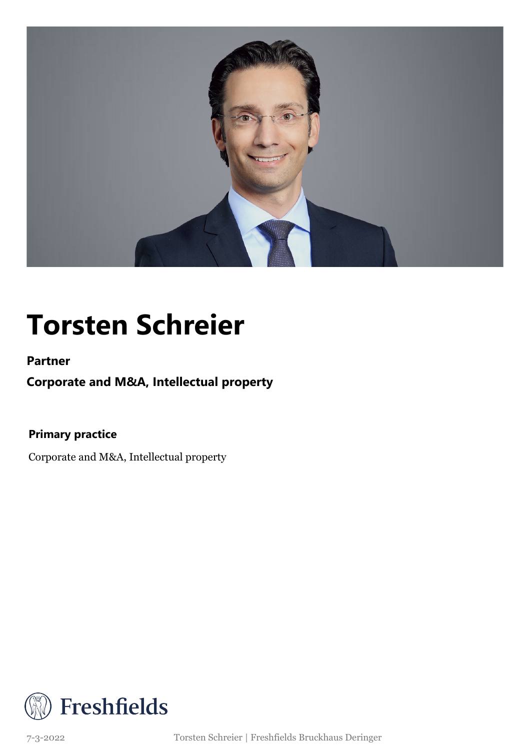# Torsten Schreier

**Partner**

**Corporate and M&A, Intellectual property**

**Primary practice**

Corporate and M&A, Intellectual property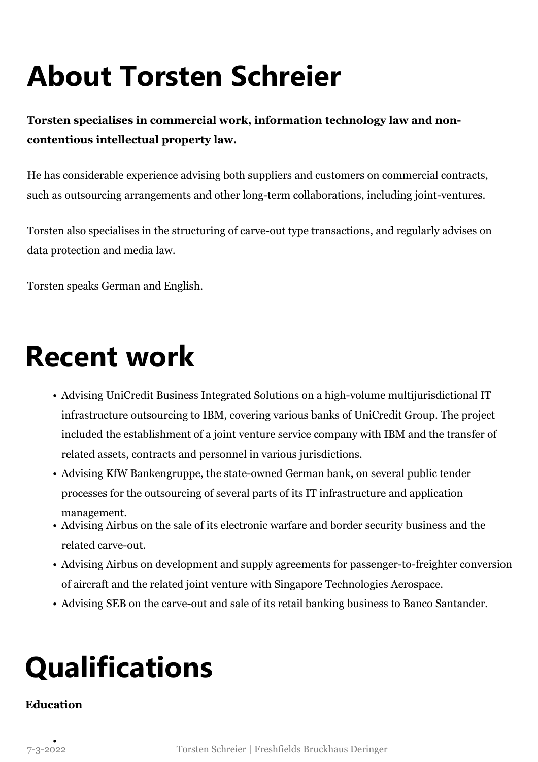# About Torsten Schreier

**Torsten specialises in commercial work, information technology law and non-contentious intellectual property law.**

He has considerable experience advising both suppliers and customers on commercial contracts, such as outsourcing arrangements and other long-term collaborations, including joint-ventures.

Torsten also specialises in the structuring of carve-out type transactions, and regularly advises on data protection and media law.

Torsten speaks German and English.

# Recent work

- Advising UniCredit Business Integrated Solutions on a high-volume multijurisdictional IT infrastructure outsourcing to IBM, covering various banks of UniCredit Group. The project included the establishment of a joint venture service company with IBM and the transfer of related assets, contracts and personnel in various jurisdictions.
- Advising KfW Bankengruppe, the state-owned German bank, on several public tender processes for the outsourcing of several parts of its IT infrastructure and application management.
- Advising Airbus on the sale of its electronic warfare and border security business and the related carve-out.
- Advising Airbus on development and supply agreements for passenger-to-freighter conversion of aircraft and the related joint venture with Singapore Technologies Aerospace.
- Advising SEB on the carve-out and sale of its retail banking business to Banco Santander.

# Qualifications

**Education**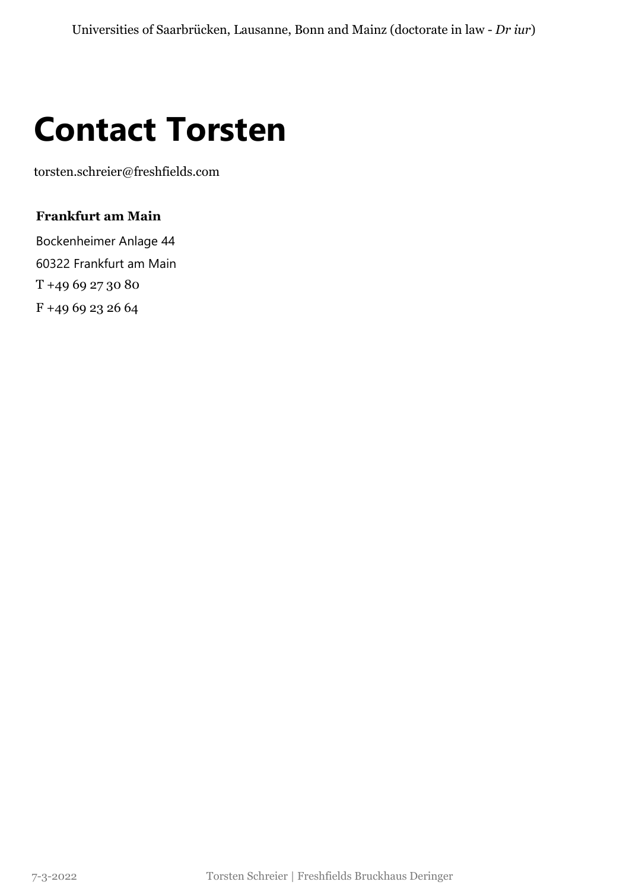Universities of Saarbrücken, Lausanne, Bonn and Mainz (doctorate in law - *Dr iur*)

# Contact Torsten

torsten.schreier@freshfields.com

**Frankfurt am Main**

Bockenheimer Anlage 44

60322 Frankfurt am Main

T +49 69 27 30 80

F +49 69 23 26 64